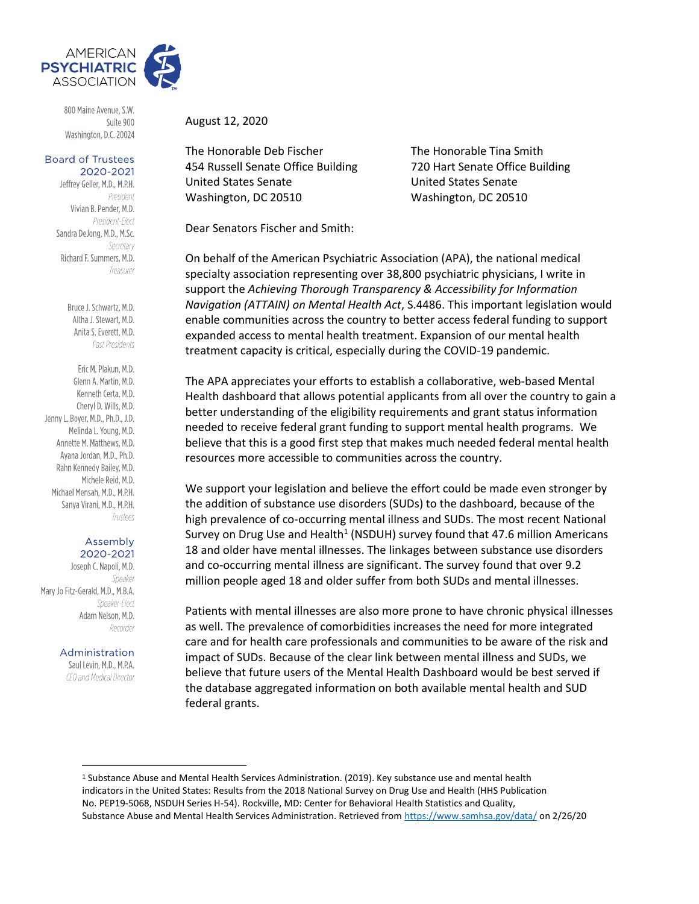AMERICAN
**PSYCHIATRIC**
ASSOCIATION

800 Maine Avenue, S.W.
Suite 900
Washington, D.C. 20024

**Board of Trustees**
**2020-2021**

Jeffrey Geller, M.D., M.P.H.
*President*
Vivian B. Pender, M.D.
*President-Elect*
Sandra DeJong, M.D., M.Sc.
*Secretary*
Richard F. Summers, M.D.
*Treasurer*

Bruce J. Schwartz, M.D.
Altha J. Stewart, M.D.
Anita S. Everett, M.D.
*Past Presidents*

Eric M. Plakun, M.D.
Glenn A. Martin, M.D.
Kenneth Certa, M.D.
Cheryl D. Wills, M.D.
Jenny L. Boyer, M.D., Ph.D., J.D.
Melinda L. Young, M.D.
Annette M. Matthews, M.D.
Ayana Jordan, M.D., Ph.D.
Rahn Kennedy Bailey, M.D.
Michele Reid, M.D.
Michael Mensah, M.D., M.P.H.
Sanya Virani, M.D., M.P.H.
*Trustees*

**Assembly**
**2020-2021**

Joseph C. Napoli, M.D.
*Speaker*
Mary Jo Fitz-Gerald, M.D., M.B.A.
*Speaker-Elect*
Adam Nelson, M.D.
*Recorder*

**Administration**

Saul Levin, M.D., M.P.A.
*CEO and Medical Director*

August 12, 2020

The Honorable Deb Fischer
454 Russell Senate Office Building
United States Senate
Washington, DC 20510

The Honorable Tina Smith
720 Hart Senate Office Building
United States Senate
Washington, DC 20510

Dear Senators Fischer and Smith:

On behalf of the American Psychiatric Association (APA), the national medical specialty association representing over 38,800 psychiatric physicians, I write in support the *Achieving Thorough Transparency & Accessibility for Information Navigation (ATTAIN) on Mental Health Act*, S.4486. This important legislation would enable communities across the country to better access federal funding to support expanded access to mental health treatment. Expansion of our mental health treatment capacity is critical, especially during the COVID-19 pandemic.

The APA appreciates your efforts to establish a collaborative, web-based Mental Health dashboard that allows potential applicants from all over the country to gain a better understanding of the eligibility requirements and grant status information needed to receive federal grant funding to support mental health programs. We believe that this is a good first step that makes much needed federal mental health resources more accessible to communities across the country.

We support your legislation and believe the effort could be made even stronger by the addition of substance use disorders (SUDs) to the dashboard, because of the high prevalence of co-occurring mental illness and SUDs. The most recent National Survey on Drug Use and Health[1] (NSDUH) survey found that 47.6 million Americans 18 and older have mental illnesses. The linkages between substance use disorders and co-occurring mental illness are significant. The survey found that over 9.2 million people aged 18 and older suffer from both SUDs and mental illnesses.

Patients with mental illnesses are also more prone to have chronic physical illnesses as well. The prevalence of comorbidities increases the need for more integrated care and for health care professionals and communities to be aware of the risk and impact of SUDs. Because of the clear link between mental illness and SUDs, we believe that future users of the Mental Health Dashboard would be best served if the database aggregated information on both available mental health and SUD federal grants.

---

[1] Substance Abuse and Mental Health Services Administration. (2019). Key substance use and mental health indicators in the United States: Results from the 2018 National Survey on Drug Use and Health (HHS Publication No. PEP19-5068, NSDUH Series H-54). Rockville, MD: Center for Behavioral Health Statistics and Quality, Substance Abuse and Mental Health Services Administration. Retrieved from https://www.samhsa.gov/data/ on 2/26/20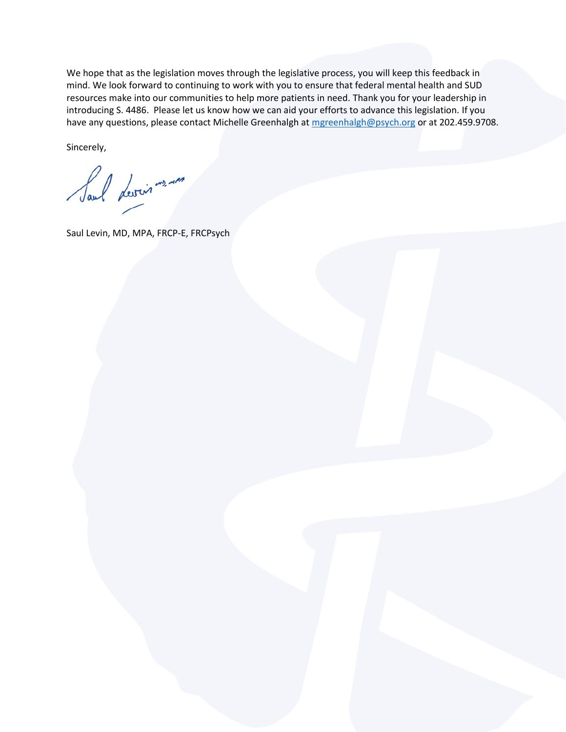We hope that as the legislation moves through the legislative process, you will keep this feedback in mind. We look forward to continuing to work with you to ensure that federal mental health and SUD resources make into our communities to help more patients in need. Thank you for your leadership in introducing S. 4486. Please let us know how we can aid your efforts to advance this legislation. If you have any questions, please contact Michelle Greenhalgh at mgreenhalgh@psych.org or at 202.459.9708.

Sincerely,

Saul Levin, MD, MPA, FRCP-E, FRCPsych